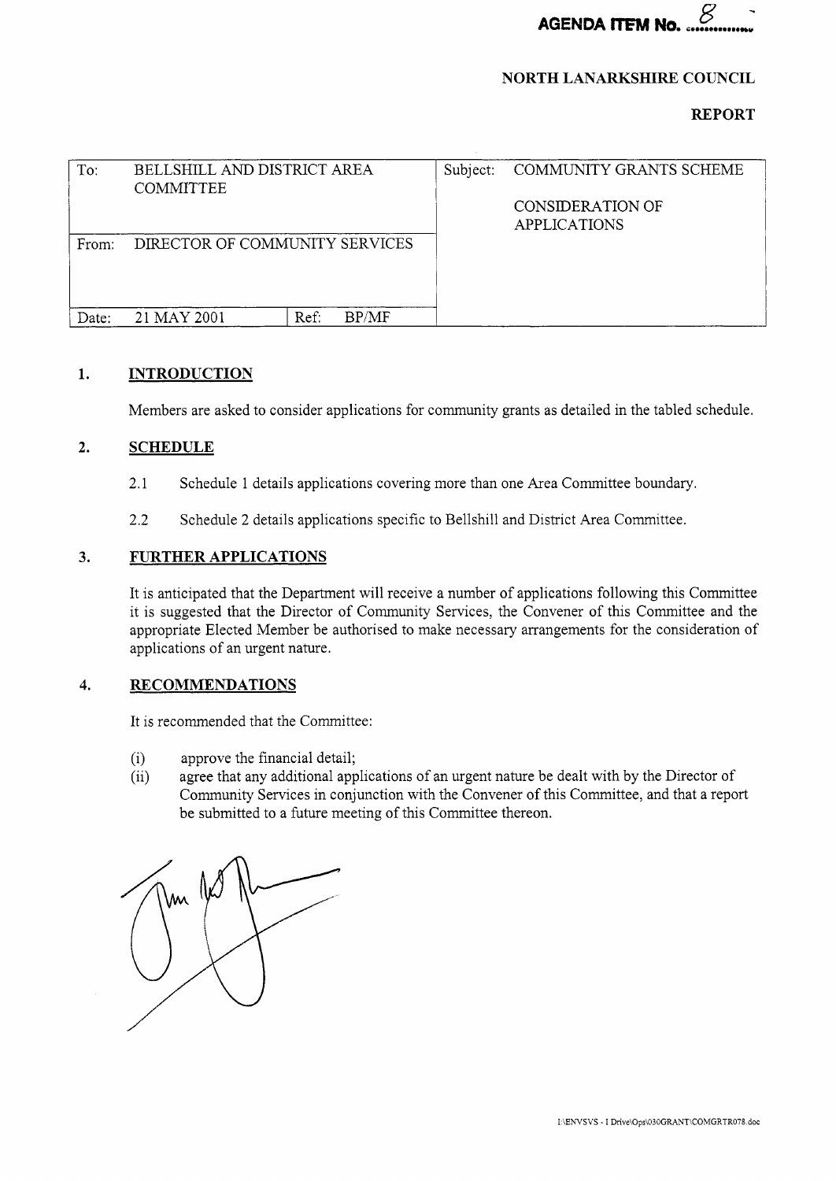**AGENDA ITEM No. 8**

**NORTH LANARKSHIRE COUNCIL**

**REPORT**

| To: | BELLSHILL AND DISTRICT AREA COMMITTEE | | | Subject: | COMMUNITY GRANTS SCHEME<br><br>CONSIDERATION OF APPLICATIONS |
|---|---|---|---|---|---|
| From: | DIRECTOR OF COMMUNITY SERVICES | | | | |
| Date: | 21 MAY 2001 | Ref: | BP/MF | | |

## 1. INTRODUCTION

Members are asked to consider applications for community grants as detailed in the tabled schedule.

## 2. SCHEDULE

2.1 Schedule 1 details applications covering more than one Area Committee boundary.

2.2 Schedule 2 details applications specific to Bellshill and District Area Committee.

## 3. FURTHER APPLICATIONS

It is anticipated that the Department will receive a number of applications following this Committee it is suggested that the Director of Community Services, the Convener of this Committee and the appropriate Elected Member be authorised to make necessary arrangements for the consideration of applications of an urgent nature.

## 4. RECOMMENDATIONS

It is recommended that the Committee:

(i) approve the financial detail;

(ii) agree that any additional applications of an urgent nature be dealt with by the Director of Community Services in conjunction with the Convener of this Committee, and that a report be submitted to a future meeting of this Committee thereon.

I:\ENVSVS - I Drive\Ops\030GRANT\COMGRTR078.doc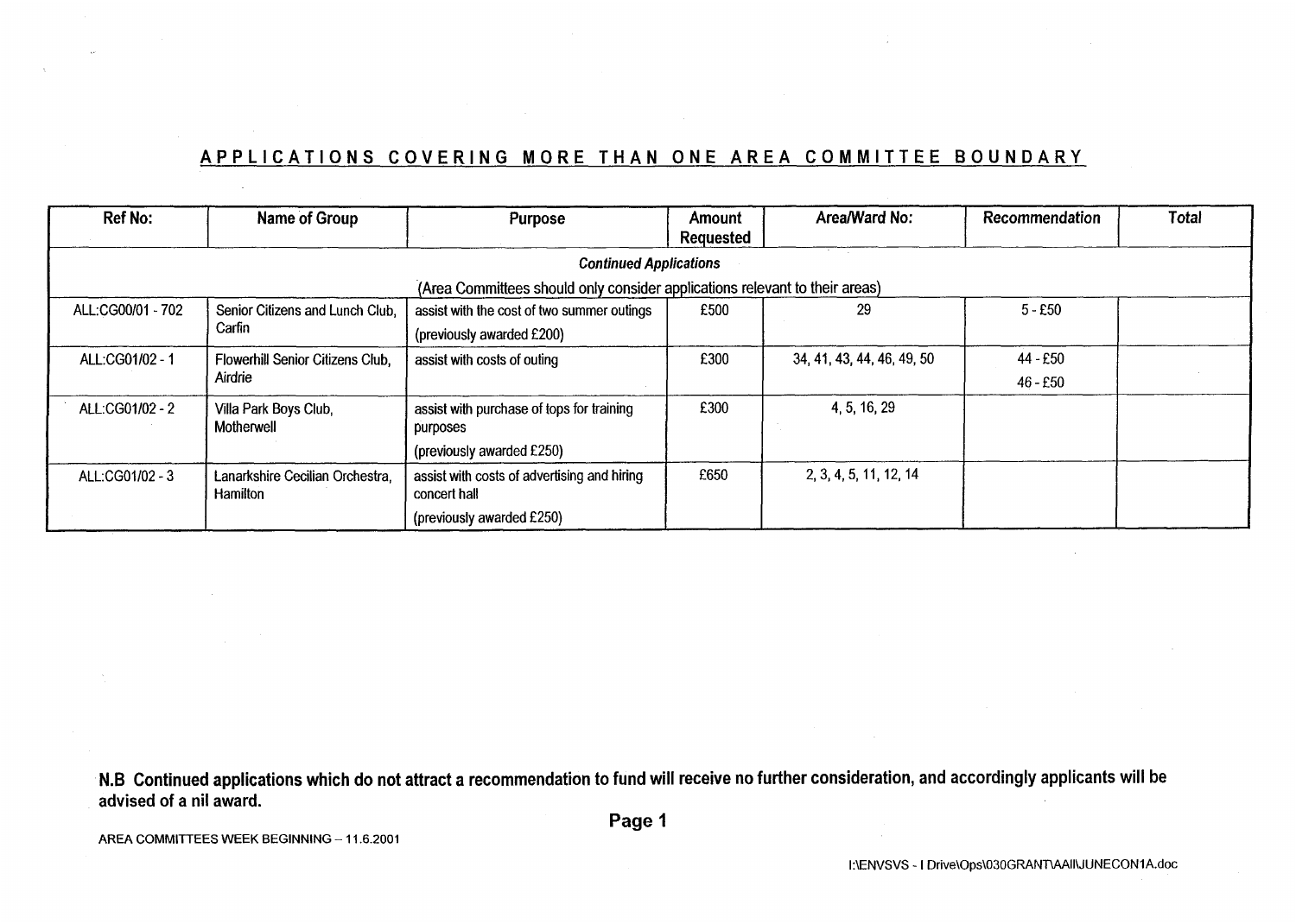## APPLICATIONS COVERING MORE THAN ONE AREA COMMITTEE BOUNDARY

| Ref No: | Name of Group | Purpose | Amount Requested | Area/Ward No: | Recommendation | Total |
|---|---|---|---|---|---|---|
| *Continued Applications* (Area Committees should only consider applications relevant to their areas) | | | | | | |
| ALL:CG00/01 - 702 | Senior Citizens and Lunch Club, Carfin | assist with the cost of two summer outings (previously awarded £200) | £500 | 29 | 5 - £50 | |
| ALL:CG01/02 - 1 | Flowerhill Senior Citizens Club, Airdrie | assist with costs of outing | £300 | 34, 41, 43, 44, 46, 49, 50 | 44 - £50<br>46 - £50 | |
| ALL:CG01/02 - 2 | Villa Park Boys Club, Motherwell | assist with purchase of tops for training purposes (previously awarded £250) | £300 | 4, 5, 16, 29 | | |
| ALL:CG01/02 - 3 | Lanarkshire Cecilian Orchestra, Hamilton | assist with costs of advertising and hiring concert hall (previously awarded £250) | £650 | 2, 3, 4, 5, 11, 12, 14 | | |

**N.B Continued applications which do not attract a recommendation to fund will receive no further consideration, and accordingly applicants will be advised of a nil award.**

AREA COMMITTEES WEEK BEGINNING – 11.6.2001

I:\ENVSVS - I Drive\Ops\030GRANT\AAll\JUNECON1A.doc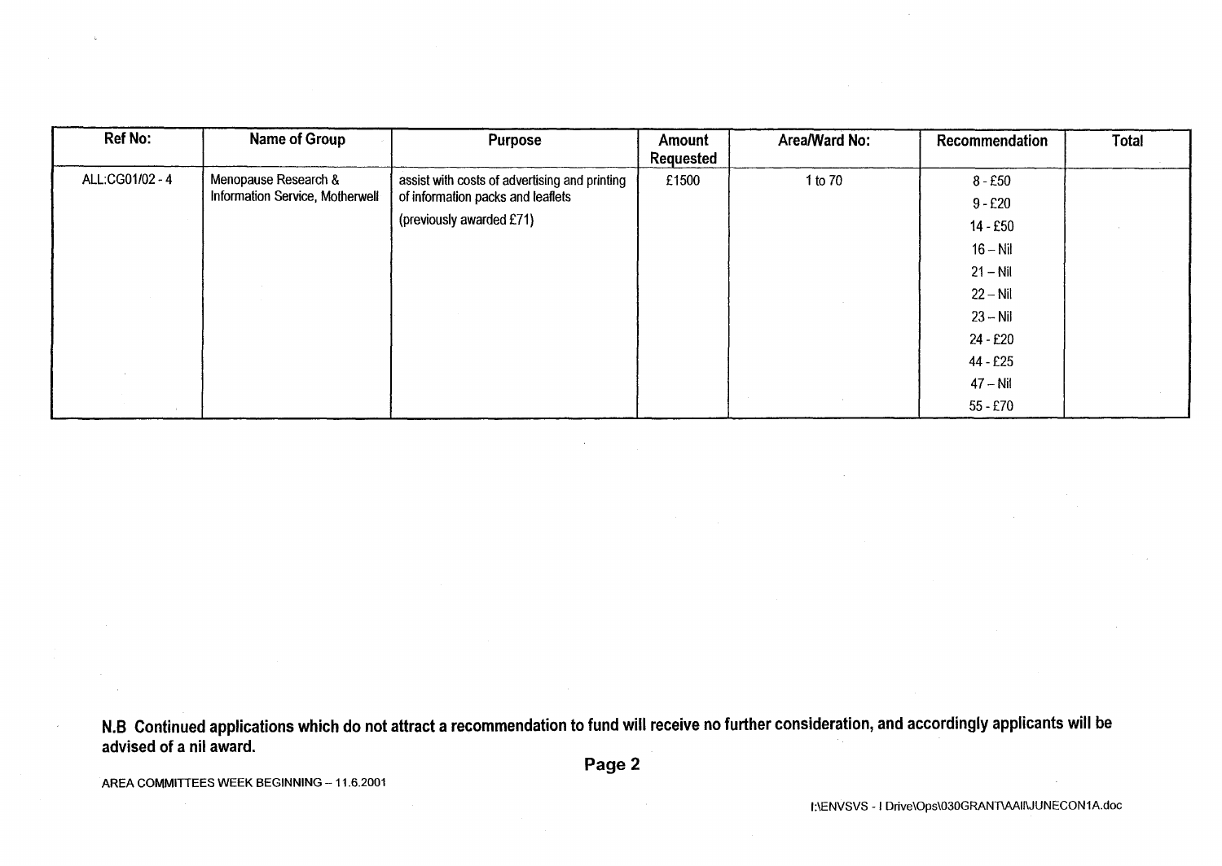| Ref No: | Name of Group | Purpose | Amount Requested | Area/Ward No: | Recommendation | Total |
|---|---|---|---|---|---|---|
| ALL:CG01/02 - 4 | Menopause Research & Information Service, Motherwell | assist with costs of advertising and printing of information packs and leaflets (previously awarded £71) | £1500 | 1 to 70 | 8 - £50<br>9 - £20<br>14 - £50<br>16 – Nil<br>21 – Nil<br>22 – Nil<br>23 – Nil<br>24 - £20<br>44 - £25<br>47 – Nil<br>55 - £70 | |

**N.B Continued applications which do not attract a recommendation to fund will receive no further consideration, and accordingly applicants will be advised of a nil award.**

AREA COMMITTEES WEEK BEGINNING – 11.6.2001

I:\ENVSVS - I Drive\Ops\030GRANT\AAI\JUNECON1A.doc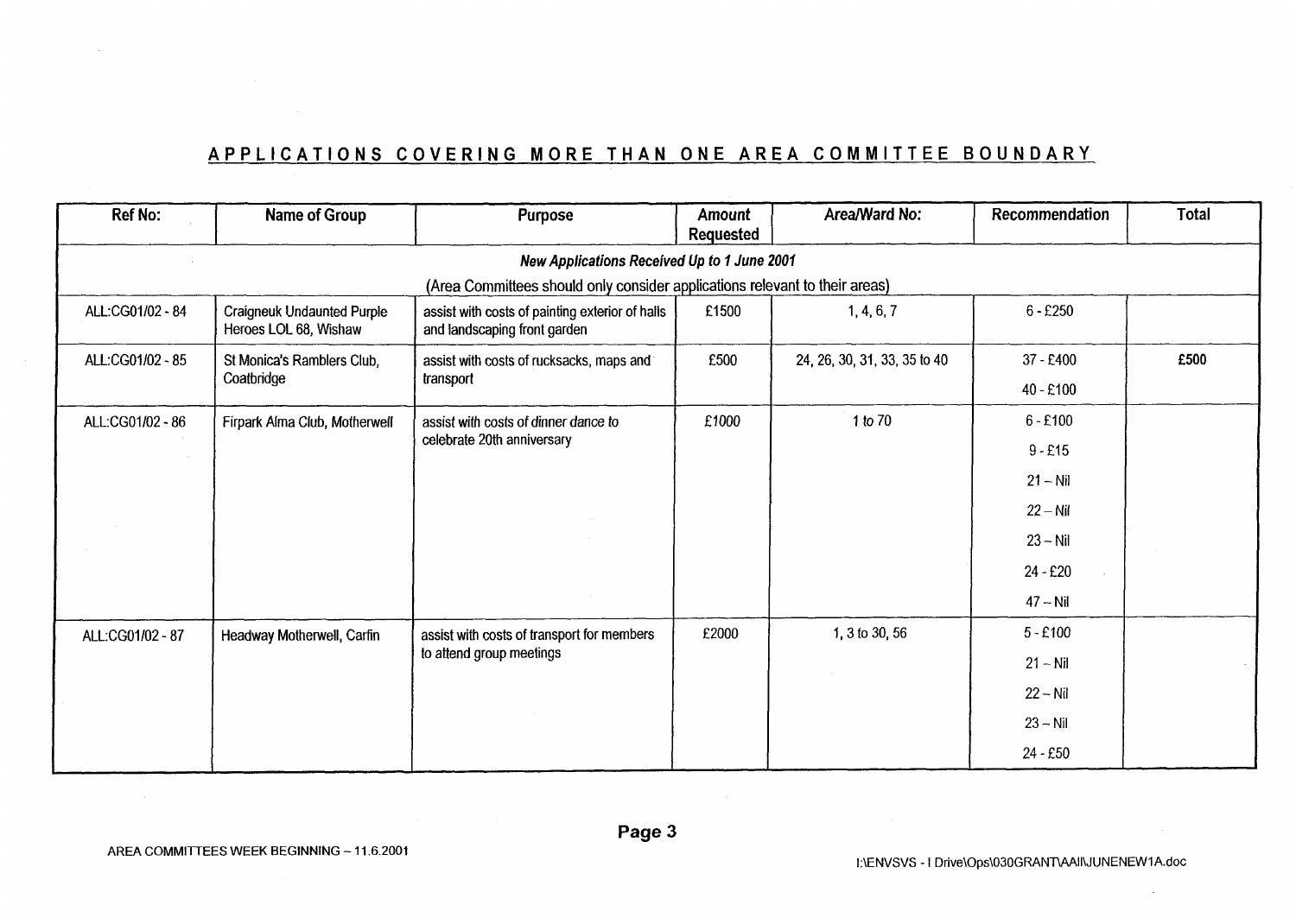## APPLICATIONS COVERING MORE THAN ONE AREA COMMITTEE BOUNDARY

| Ref No: | Name of Group | Purpose | Amount Requested | Area/Ward No: | Recommendation | Total |
|---|---|---|---|---|---|---|
| ***New Applications Received Up to 1 June 2001*** | | | | | | |
| (Area Committees should only consider applications relevant to their areas) | | | | | | |
| ALL:CG01/02 - 84 | Craigneuk Undaunted Purple Heroes LOL 68, Wishaw | assist with costs of painting exterior of halls and landscaping front garden | £1500 | 1, 4, 6, 7 | 6 - £250 | |
| ALL:CG01/02 - 85 | St Monica's Ramblers Club, Coatbridge | assist with costs of rucksacks, maps and transport | £500 | 24, 26, 30, 31, 33, 35 to 40 | 37 - £400<br>40 - £100 | £500 |
| ALL:CG01/02 - 86 | Firpark Alma Club, Motherwell | assist with costs of dinner dance to celebrate 20th anniversary | £1000 | 1 to 70 | 6 - £100<br>9 - £15<br>21 – Nil<br>22 – Nil<br>23 – Nil<br>24 - £20<br>47 – Nil | |
| ALL:CG01/02 - 87 | Headway Motherwell, Carfin | assist with costs of transport for members to attend group meetings | £2000 | 1, 3 to 30, 56 | 5 - £100<br>21 – Nil<br>22 – Nil<br>23 – Nil<br>24 - £50 | |

AREA COMMITTEES WEEK BEGINNING – 11.6.2001

I:\ENVSVS - I Drive\Ops\030GRANT\AAII\JUNENEW1A.doc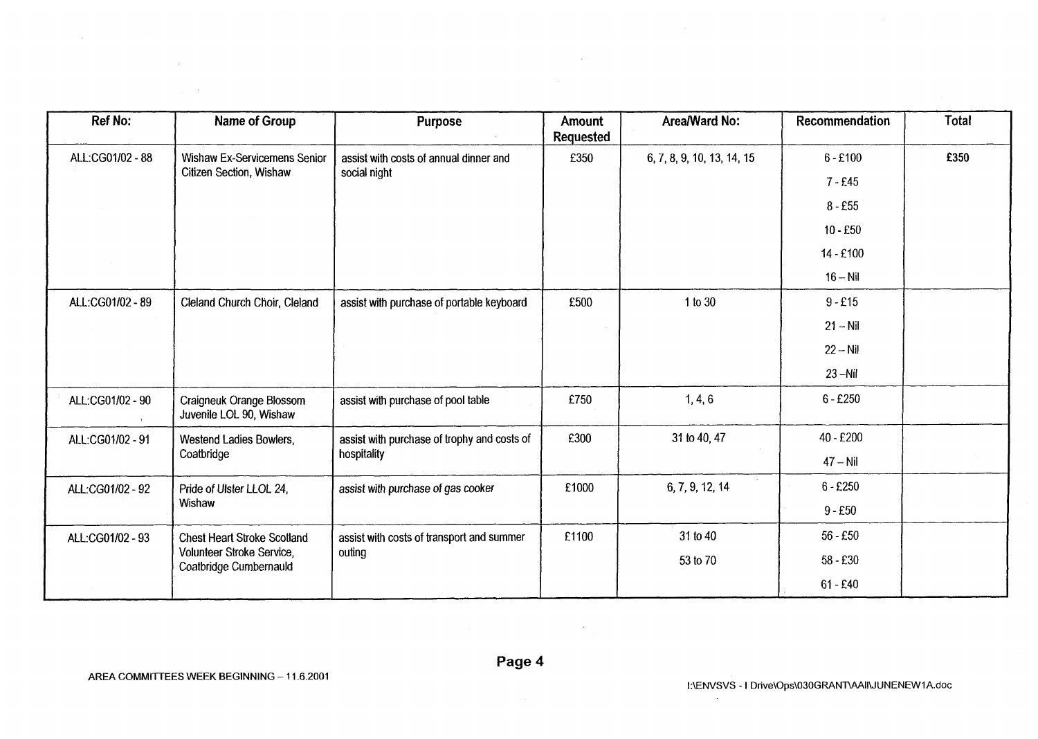| Ref No: | Name of Group | Purpose | Amount Requested | Area/Ward No: | Recommendation | Total |
|---|---|---|---|---|---|---|
| ALL:CG01/02 - 88 | Wishaw Ex-Servicemens Senior Citizen Section, Wishaw | assist with costs of annual dinner and social night | £350 | 6, 7, 8, 9, 10, 13, 14, 15 | 6 - £100<br>7 - £45<br>8 - £55<br>10 - £50<br>14 - £100<br>16 – Nil | £350 |
| ALL:CG01/02 - 89 | Cleland Church Choir, Cleland | assist with purchase of portable keyboard | £500 | 1 to 30 | 9 - £15<br>21 – Nil<br>22 – Nil<br>23 –Nil | |
| ALL:CG01/02 - 90 | Craigneuk Orange Blossom Juvenile LOL 90, Wishaw | assist with purchase of pool table | £750 | 1, 4, 6 | 6 - £250 | |
| ALL:CG01/02 - 91 | Westend Ladies Bowlers, Coatbridge | assist with purchase of trophy and costs of hospitality | £300 | 31 to 40, 47 | 40 - £200<br>47 – Nil | |
| ALL:CG01/02 - 92 | Pride of Ulster LLOL 24, Wishaw | *assist with purchase of gas cooker* | £1000 | 6, 7, 9, 12, 14 | 6 - £250<br>9 - £50 | |
| ALL:CG01/02 - 93 | Chest Heart Stroke Scotland Volunteer Stroke Service, Coatbridge Cumbernauld | assist with costs of transport and summer outing | £1100 | 31 to 40<br>53 to 70 | 56 - £50<br>58 - £30<br>61 - £40 | |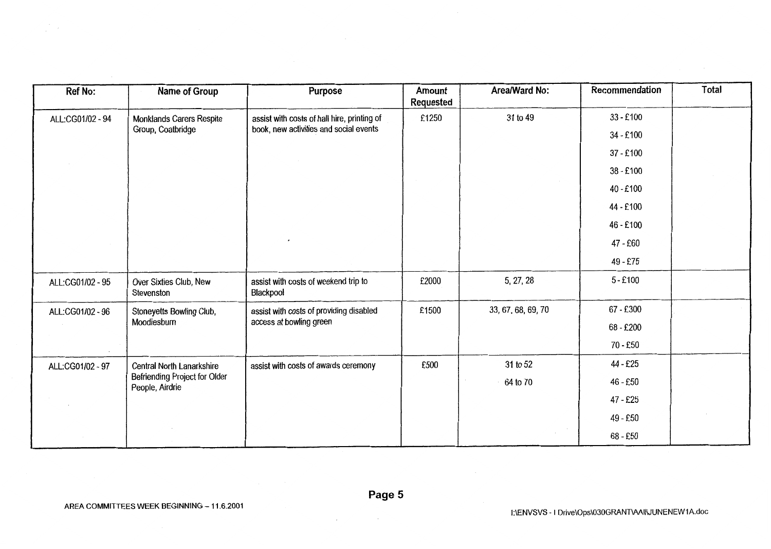| Ref No: | Name of Group | Purpose | Amount Requested | Area/Ward No: | Recommendation | Total |
|---|---|---|---|---|---|---|
| ALL:CG01/02 - 94 | Monklands Carers Respite Group, Coatbridge | assist with costs of hall hire, printing of book, new activities and social events | £1250 | 31 to 49 | 33 - £100<br>34 - £100<br>37 - £100<br>38 - £100<br>40 - £100<br>44 - £100<br>46 - £100<br>47 - £60<br>49 - £75 | |
| ALL:CG01/02 - 95 | Over Sixties Club, New Stevenston | assist with costs of weekend trip to Blackpool | £2000 | 5, 27, 28 | 5 - £100 | |
| ALL:CG01/02 - 96 | Stoneyetts Bowling Club, Moodiesburn | assist with costs of providing disabled access at bowling green | £1500 | 33, 67, 68, 69, 70 | 67 - £300<br>68 - £200<br>70 - £50 | |
| ALL:CG01/02 - 97 | Central North Lanarkshire Befriending Project for Older People, Airdrie | assist with costs of awards ceremony | £500 | 31 to 52<br>64 to 70 | 44 - £25<br>46 - £50<br>47 - £25<br>49 - £50<br>68 - £50 | |

AREA COMMITTEES WEEK BEGINNING – 11.6.2001

I:\ENVSVS - I Drive\Ops\030GRANT\AAI\JUNENEW1A.doc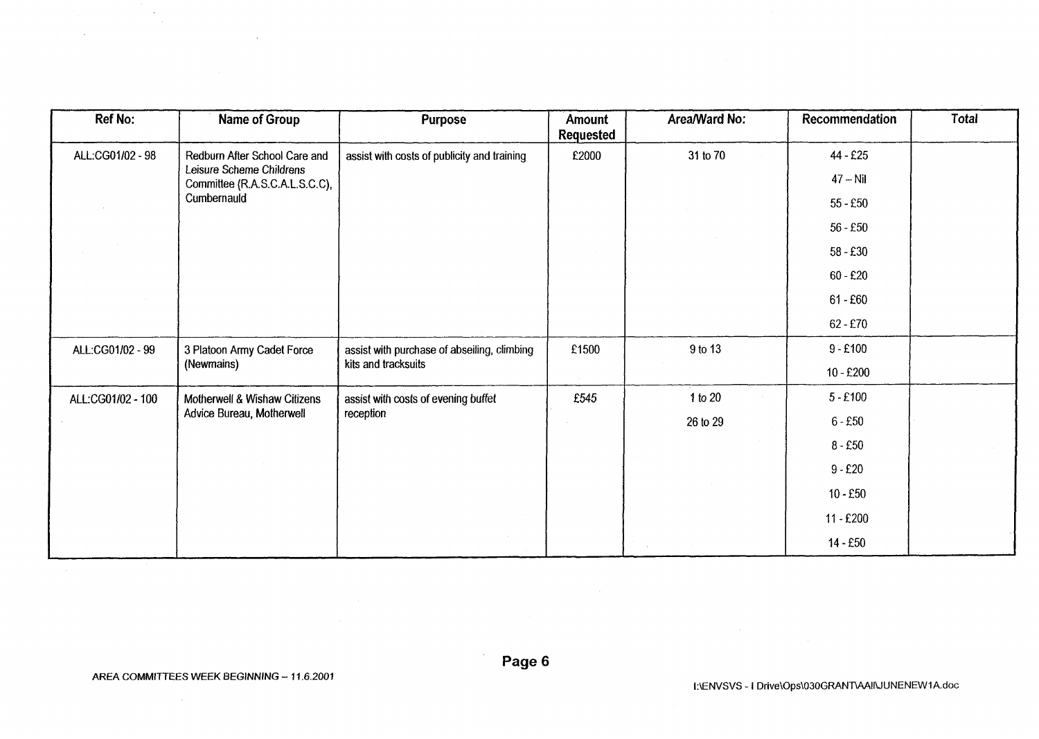| Ref No: | Name of Group | Purpose | Amount Requested | Area/Ward No: | Recommendation | Total |
|---|---|---|---|---|---|---|
| ALL:CG01/02 - 98 | Redburn After School Care and Leisure Scheme Childrens Committee (R.A.S.C.A.L.S.C.C), Cumbernauld | assist with costs of publicity and training | £2000 | 31 to 70 | 44 - £25<br>47 – Nil<br>55 - £50<br>56 - £50<br>58 - £30<br>60 - £20<br>61 - £60<br>62 - £70 | |
| ALL:CG01/02 - 99 | 3 Platoon Army Cadet Force (Newmains) | assist with purchase of abseiling, climbing kits and tracksuits | £1500 | 9 to 13 | 9 - £100<br>10 - £200 | |
| ALL:CG01/02 - 100 | Motherwell & Wishaw Citizens Advice Bureau, Motherwell | assist with costs of evening buffet reception | £545 | 1 to 20<br>26 to 29 | 5 - £100<br>6 - £50<br>8 - £50<br>9 - £20<br>10 - £50<br>11 - £200<br>14 - £50 | |

AREA COMMITTEES WEEK BEGINNING – 11.6.2001

I:\ENVSVS - I Drive\Ops\030GRANT\AAll\JUNENEW1A.doc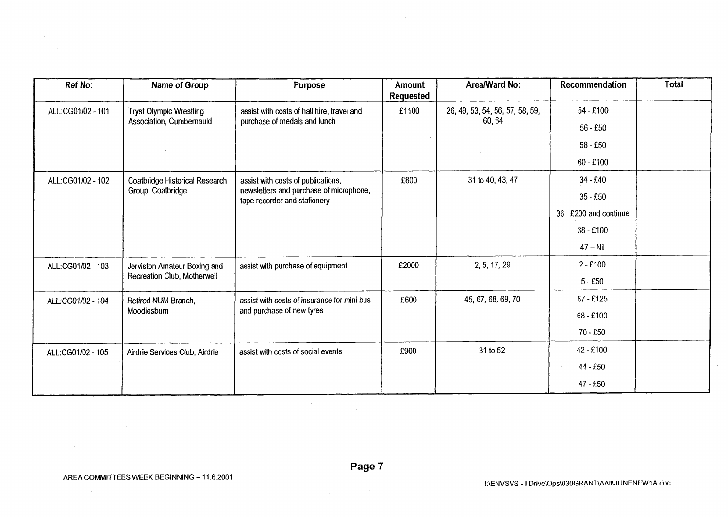| Ref No: | Name of Group | Purpose | Amount Requested | Area/Ward No: | Recommendation | Total |
|---|---|---|---|---|---|---|
| ALL:CG01/02 - 101 | Tryst Olympic Wrestling Association, Cumbernauld | assist with costs of hall hire, travel and purchase of medals and lunch | £1100 | 26, 49, 53, 54, 56, 57, 58, 59, 60, 64 | 54 - £100<br>56 - £50<br>58 - £50<br>60 - £100 | |
| ALL:CG01/02 - 102 | Coatbridge Historical Research Group, Coatbridge | assist with costs of publications, newsletters and purchase of microphone, tape recorder and stationery | £800 | 31 to 40, 43, 47 | 34 - £40<br>35 - £50<br>36 - £200 and continue<br>38 - £100<br>47 – Nil | |
| ALL:CG01/02 - 103 | Jerviston Amateur Boxing and Recreation Club, Motherwell | assist with purchase of equipment | £2000 | 2, 5, 17, 29 | 2 - £100<br>5 - £50 | |
| ALL:CG01/02 - 104 | Retired NUM Branch, Moodiesburn | assist with costs of insurance for mini bus and purchase of new tyres | £600 | 45, 67, 68, 69, 70 | 67 - £125<br>68 - £100<br>70 - £50 | |
| ALL:CG01/02 - 105 | Airdrie Services Club, Airdrie | assist with costs of social events | £900 | 31 to 52 | 42 - £100<br>44 - £50<br>47 - £50 | |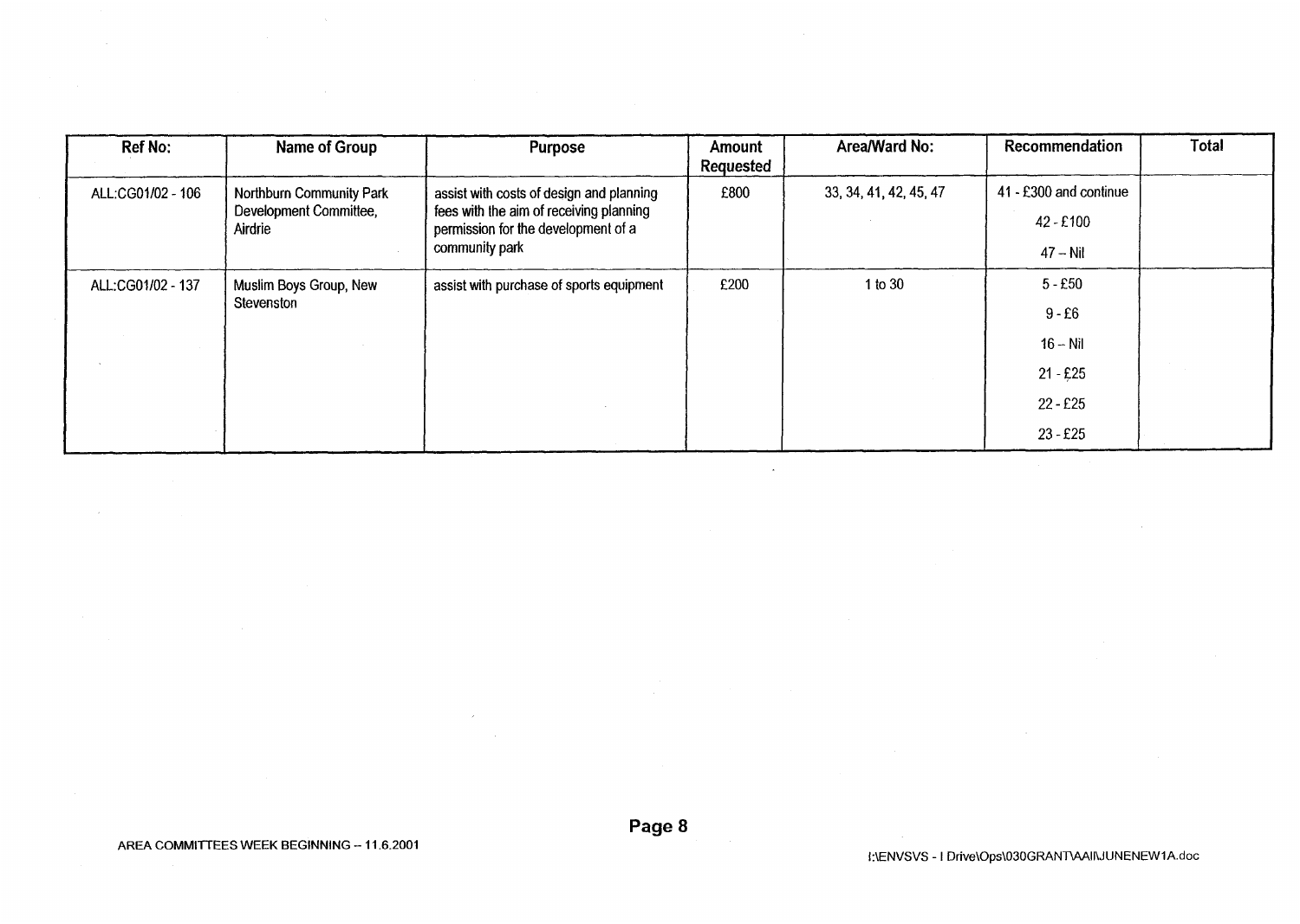| Ref No: | Name of Group | Purpose | Amount Requested | Area/Ward No: | Recommendation | Total |
|---|---|---|---|---|---|---|
| ALL:CG01/02 - 106 | Northburn Community Park Development Committee, Airdrie | assist with costs of design and planning fees with the aim of receiving planning permission for the development of a community park | £800 | 33, 34, 41, 42, 45, 47 | 41 - £300 and continue<br>42 - £100<br>47 – Nil | |
| ALL:CG01/02 - 137 | Muslim Boys Group, New Stevenston | assist with purchase of sports equipment | £200 | 1 to 30 | 5 - £50<br>9 - £6<br>16 – Nil<br>21 - £25<br>22 - £25<br>23 - £25 | |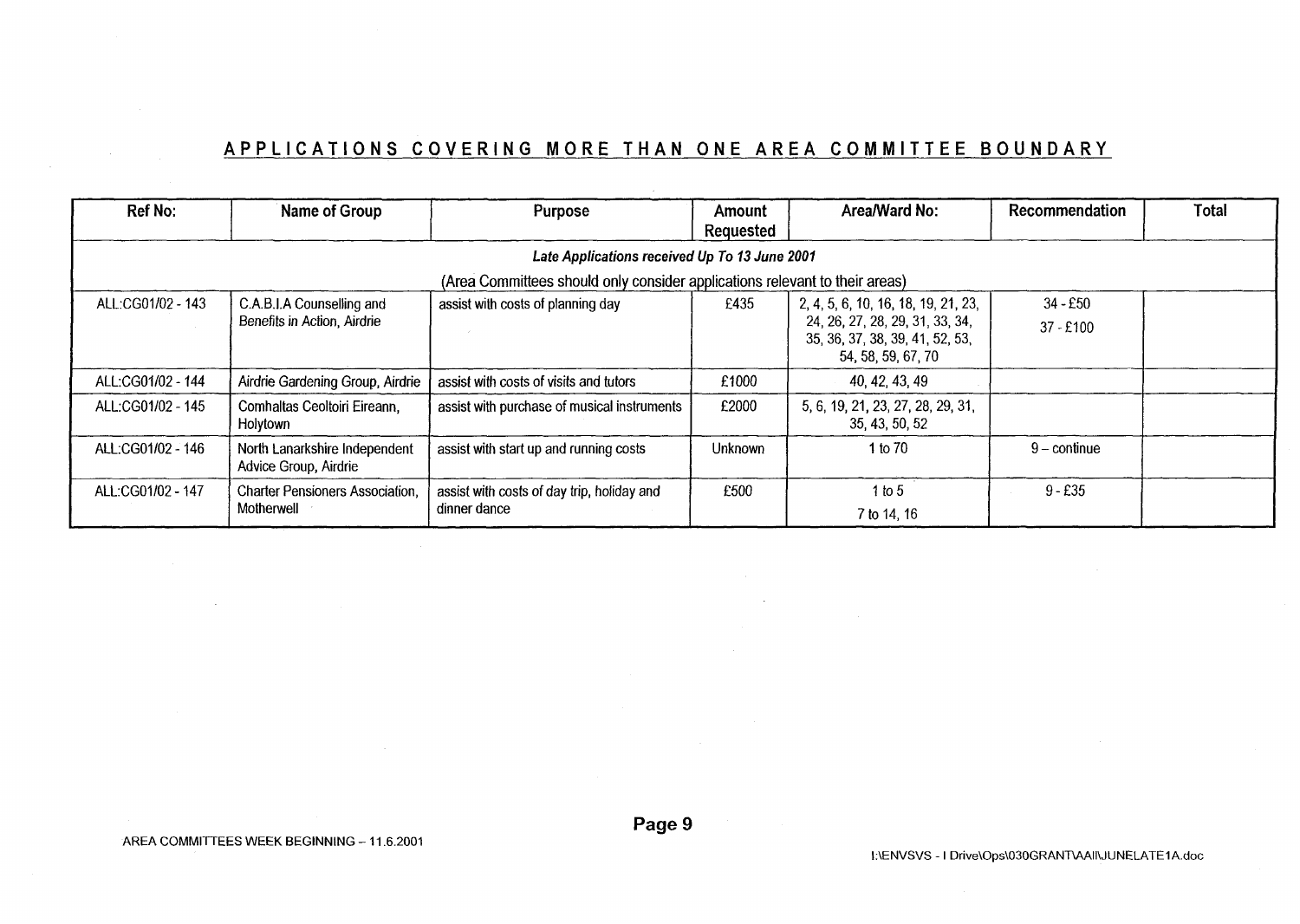## APPLICATIONS COVERING MORE THAN ONE AREA COMMITTEE BOUNDARY

| Ref No: | Name of Group | Purpose | Amount Requested | Area/Ward No: | Recommendation | Total |
|---|---|---|---|---|---|---|
| *Late Applications received Up To 13 June 2001* | | | | | | |
| (Area Committees should only consider applications relevant to their areas) | | | | | | |
| ALL:CG01/02 - 143 | C.A.B.I.A Counselling and Benefits in Action, Airdrie | assist with costs of planning day | £435 | 2, 4, 5, 6, 10, 16, 18, 19, 21, 23, 24, 26, 27, 28, 29, 31, 33, 34, 35, 36, 37, 38, 39, 41, 52, 53, 54, 58, 59, 67, 70 | 34 - £50<br>37 - £100 | |
| ALL:CG01/02 - 144 | Airdrie Gardening Group, Airdrie | assist with costs of visits and tutors | £1000 | 40, 42, 43, 49 | | |
| ALL:CG01/02 - 145 | Comhaltas Ceoltoiri Eireann, Holytown | assist with purchase of musical instruments | £2000 | 5, 6, 19, 21, 23, 27, 28, 29, 31, 35, 43, 50, 52 | | |
| ALL:CG01/02 - 146 | North Lanarkshire Independent Advice Group, Airdrie | assist with start up and running costs | Unknown | 1 to 70 | 9 – continue | |
| ALL:CG01/02 - 147 | Charter Pensioners Association, Motherwell | assist with costs of day trip, holiday and dinner dance | £500 | 1 to 5<br>7 to 14, 16 | 9 - £35 | |

AREA COMMITTEES WEEK BEGINNING – 11.6.2001

I:\ENVSVS - I Drive\Ops\030GRANT\AAII\JUNELATE1A.doc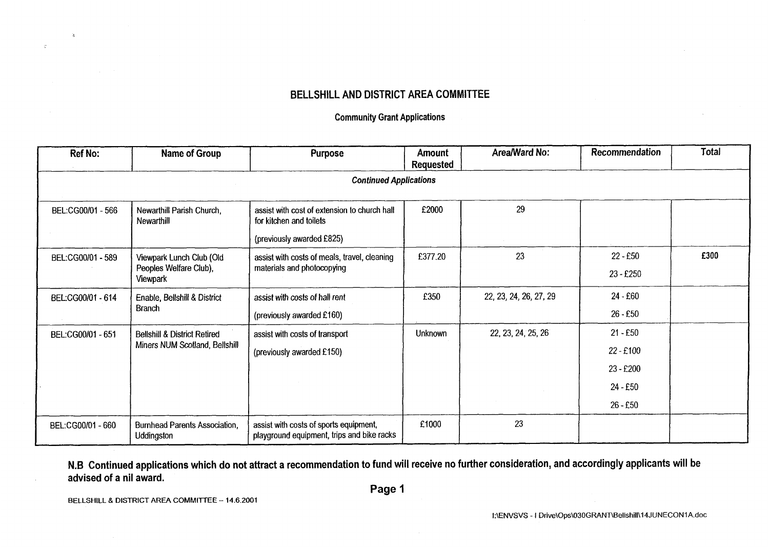# BELLSHILL AND DISTRICT AREA COMMITTEE

## Community Grant Applications

| Ref No: | Name of Group | Purpose | Amount Requested | Area/Ward No: | Recommendation | Total |
|---|---|---|---|---|---|---|
| ***Continued Applications*** | | | | | | |
| BEL:CG00/01 - 566 | Newarthill Parish Church, Newarthill | assist with cost of extension to church hall for kitchen and toilets<br><br>(previously awarded £825) | £2000 | 29 | | |
| BEL:CG00/01 - 589 | Viewpark Lunch Club (Old Peoples Welfare Club), Viewpark | assist with costs of meals, travel, cleaning materials and photocopying | £377.20 | 23 | 22 - £50<br>23 - £250 | £300 |
| BEL:CG00/01 - 614 | Enable, Bellshill & District Branch | assist with costs of hall rent<br><br>(previously awarded £160) | £350 | 22, 23, 24, 26, 27, 29 | 24 - £60<br>26 - £50 | |
| BEL:CG00/01 - 651 | Bellshill & District Retired Miners NUM Scotland, Bellshill | assist with costs of transport<br><br>(previously awarded £150) | Unknown | 22, 23, 24, 25, 26 | 21 - £50<br>22 - £100<br>23 - £200<br>24 - £50<br>26 - £50 | |
| BEL:CG00/01 - 660 | Burnhead Parents Association, Uddingston | assist with costs of sports equipment, playground equipment, trips and bike racks | £1000 | 23 | | |

**N.B Continued applications which do not attract a recommendation to fund will receive no further consideration, and accordingly applicants will be advised of a nil award.**

BELLSHILL & DISTRICT AREA COMMITTEE – 14.6.2001

I:\ENVSVS - I Drive\Ops\030GRANT\Bellshill\14JUNECON1A.doc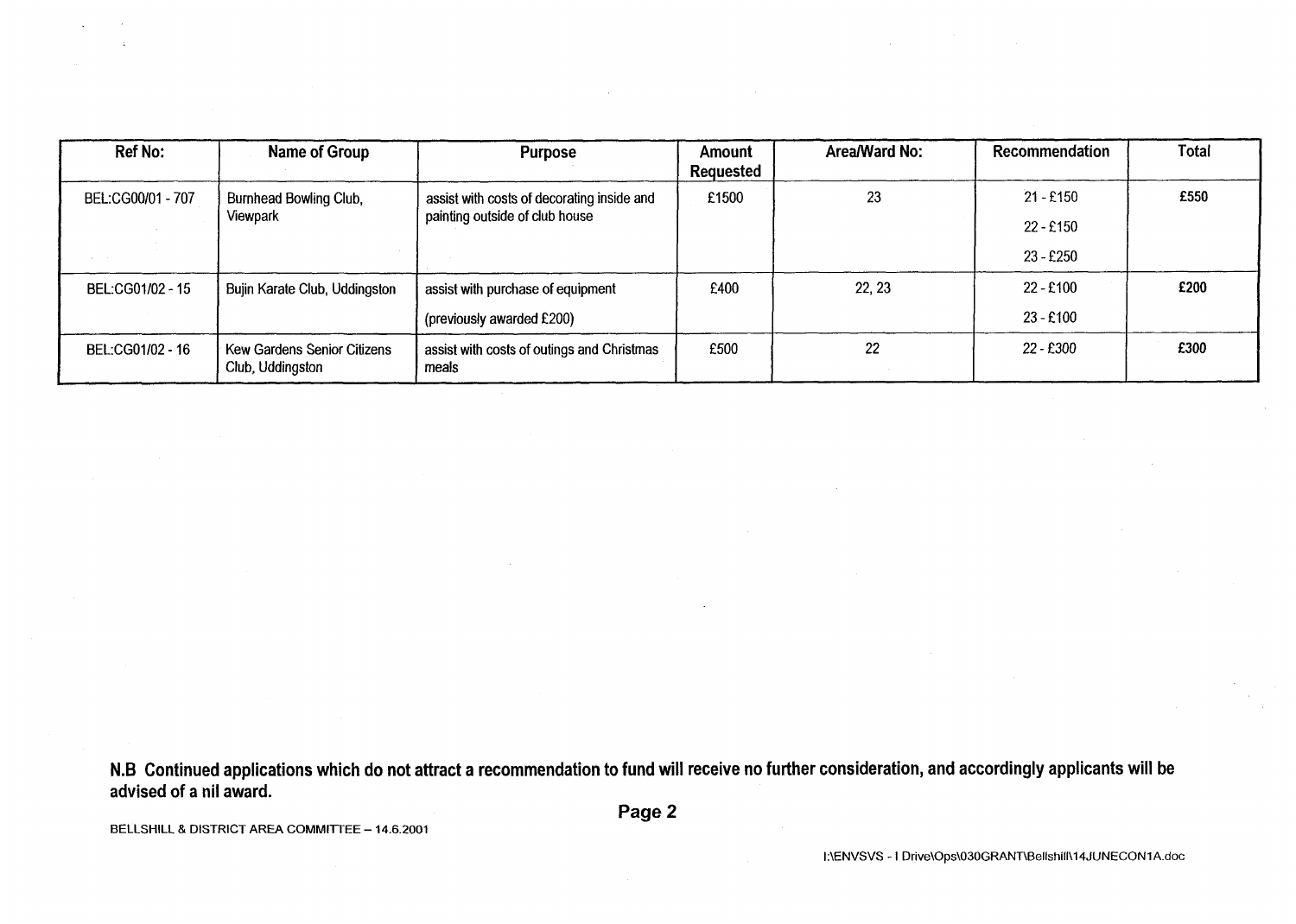| Ref No: | Name of Group | Purpose | Amount Requested | Area/Ward No: | Recommendation | Total |
|---|---|---|---|---|---|---|
| BEL:CG00/01 - 707 | Burnhead Bowling Club, Viewpark | assist with costs of decorating inside and painting outside of club house | £1500 | 23 | 21 - £150<br>22 - £150<br>23 - £250 | £550 |
| BEL:CG01/02 - 15 | Bujin Karate Club, Uddingston | assist with purchase of equipment<br>(previously awarded £200) | £400 | 22, 23 | 22 - £100<br>23 - £100 | £200 |
| BEL:CG01/02 - 16 | Kew Gardens Senior Citizens Club, Uddingston | assist with costs of outings and Christmas meals | £500 | 22 | 22 - £300 | £300 |

**N.B Continued applications which do not attract a recommendation to fund will receive no further consideration, and accordingly applicants will be advised of a nil award.**

BELLSHILL & DISTRICT AREA COMMITTEE – 14.6.2001

I:\ENVSVS - I Drive\Ops\030GRANT\Bellshill\14JUNECON1A.doc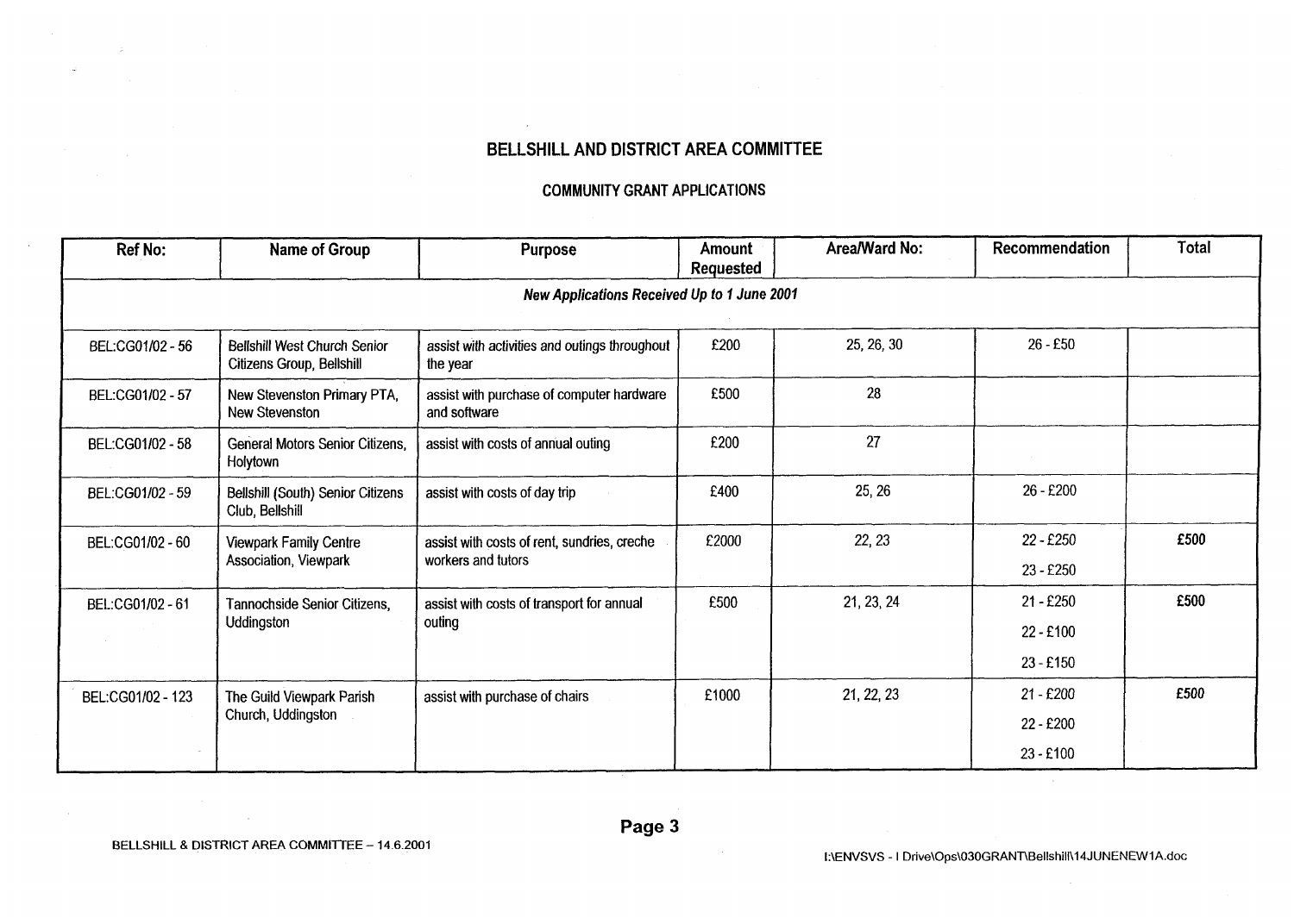## BELLSHILL AND DISTRICT AREA COMMITTEE

### COMMUNITY GRANT APPLICATIONS

| Ref No: | Name of Group | Purpose | Amount Requested | Area/Ward No: | Recommendation | Total |
|---|---|---|---|---|---|---|
| ***New Applications Received Up to 1 June 2001*** | | | | | | |
| BEL:CG01/02 - 56 | Bellshill West Church Senior Citizens Group, Bellshill | assist with activities and outings throughout the year | £200 | 25, 26, 30 | 26 - £50 | |
| BEL:CG01/02 - 57 | New Stevenston Primary PTA, New Stevenston | assist with purchase of computer hardware and software | £500 | 28 | | |
| BEL:CG01/02 - 58 | General Motors Senior Citizens, Holytown | assist with costs of annual outing | £200 | 27 | | |
| BEL:CG01/02 - 59 | Bellshill (South) Senior Citizens Club, Bellshill | assist with costs of day trip | £400 | 25, 26 | 26 - £200 | |
| BEL:CG01/02 - 60 | Viewpark Family Centre Association, Viewpark | assist with costs of rent, sundries, creche workers and tutors | £2000 | 22, 23 | 22 - £250<br>23 - £250 | **£500** |
| BEL:CG01/02 - 61 | Tannochside Senior Citizens, Uddingston | assist with costs of transport for annual outing | £500 | 21, 23, 24 | 21 - £250<br>22 - £100<br>23 - £150 | **£500** |
| BEL:CG01/02 - 123 | The Guild Viewpark Parish Church, Uddingston | assist with purchase of chairs | £1000 | 21, 22, 23 | 21 - £200<br>22 - £200<br>23 - £100 | **£500** |

BELLSHILL & DISTRICT AREA COMMITTEE – 14.6.2001

I:\ENVSVS - I Drive\Ops\030GRANT\Bellshill\14JUNENEW1A.doc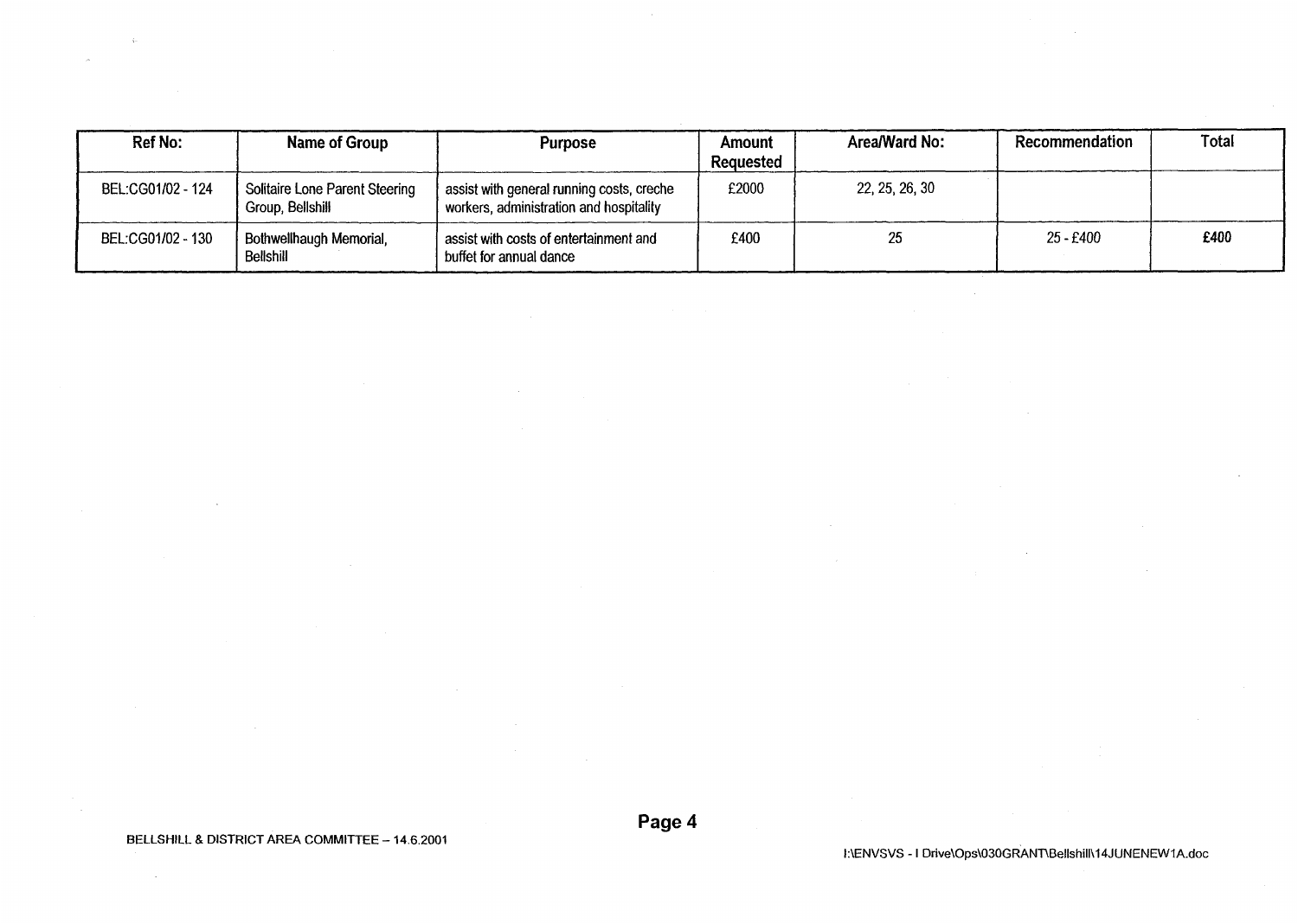| Ref No: | Name of Group | Purpose | Amount Requested | Area/Ward No: | Recommendation | Total |
|---|---|---|---|---|---|---|
| BEL:CG01/02 - 124 | Solitaire Lone Parent Steering Group, Bellshill | assist with general running costs, creche workers, administration and hospitality | £2000 | 22, 25, 26, 30 | | |
| BEL:CG01/02 - 130 | Bothwellhaugh Memorial, Bellshill | assist with costs of entertainment and buffet for annual dance | £400 | 25 | 25 - £400 | **£400** |

BELLSHILL & DISTRICT AREA COMMITTEE – 14.6.2001

I:\ENVSVS - I Drive\Ops\030GRANT\Bellshill\14JUNENEW1A.doc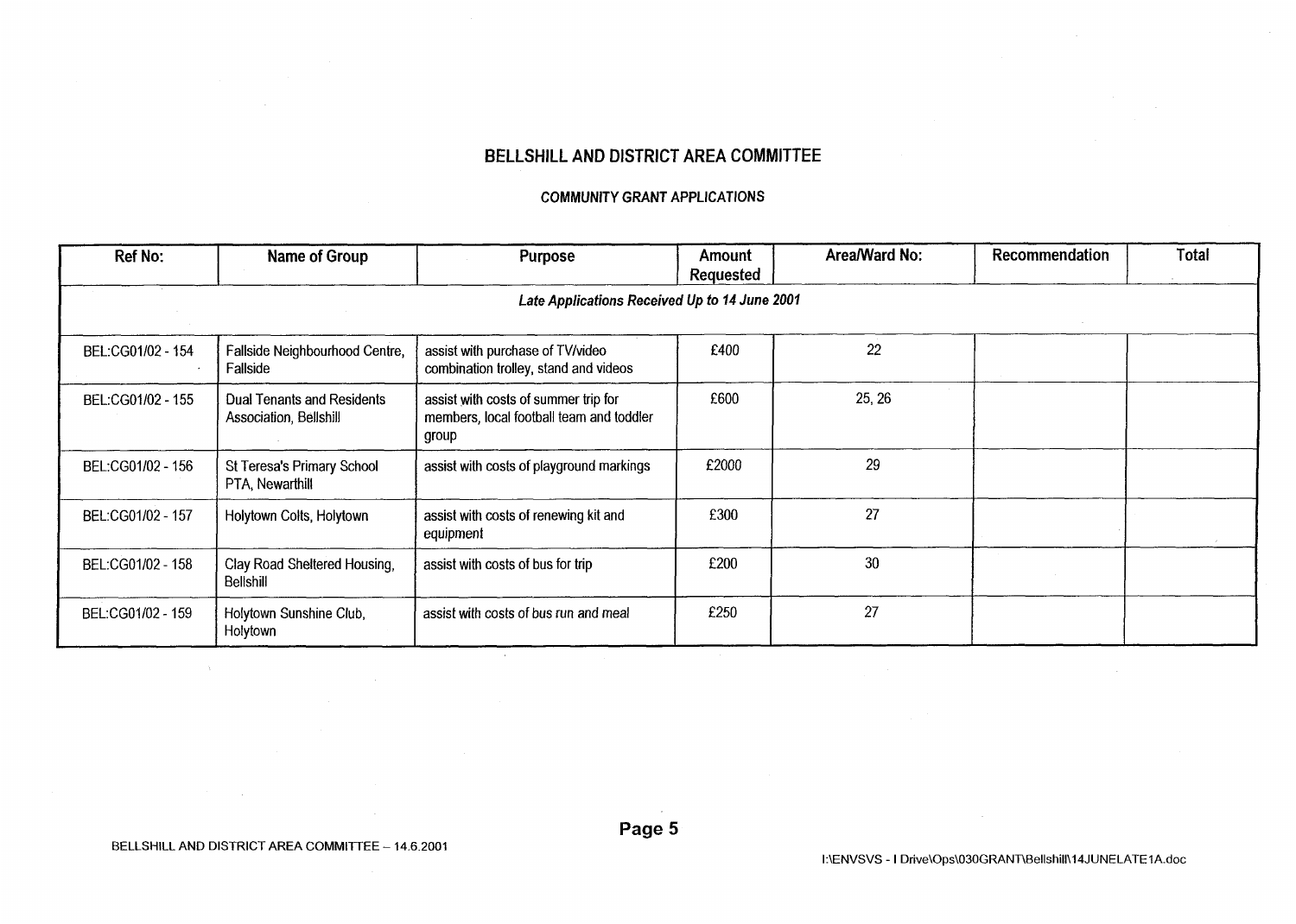# BELLSHILL AND DISTRICT AREA COMMITTEE

## COMMUNITY GRANT APPLICATIONS

| Ref No: | Name of Group | Purpose | Amount Requested | Area/Ward No: | Recommendation | Total |
|---|---|---|---|---|---|---|
| ***Late Applications Received Up to 14 June 2001*** | | | | | | |
| BEL:CG01/02 - 154 | Fallside Neighbourhood Centre, Fallside | assist with purchase of TV/video combination trolley, stand and videos | £400 | 22 | | |
| BEL:CG01/02 - 155 | Dual Tenants and Residents Association, Bellshill | assist with costs of summer trip for members, local football team and toddler group | £600 | 25, 26 | | |
| BEL:CG01/02 - 156 | St Teresa's Primary School PTA, Newarthill | assist with costs of playground markings | £2000 | 29 | | |
| BEL:CG01/02 - 157 | Holytown Colts, Holytown | assist with costs of renewing kit and equipment | £300 | 27 | | |
| BEL:CG01/02 - 158 | Clay Road Sheltered Housing, Bellshill | assist with costs of bus for trip | £200 | 30 | | |
| BEL:CG01/02 - 159 | Holytown Sunshine Club, Holytown | assist with costs of bus run and meal | £250 | 27 | | |

BELLSHILL AND DISTRICT AREA COMMITTEE – 14.6.2001

I:\ENVSVS - I Drive\Ops\030GRANT\Bellshill\14JUNELATE1A.doc